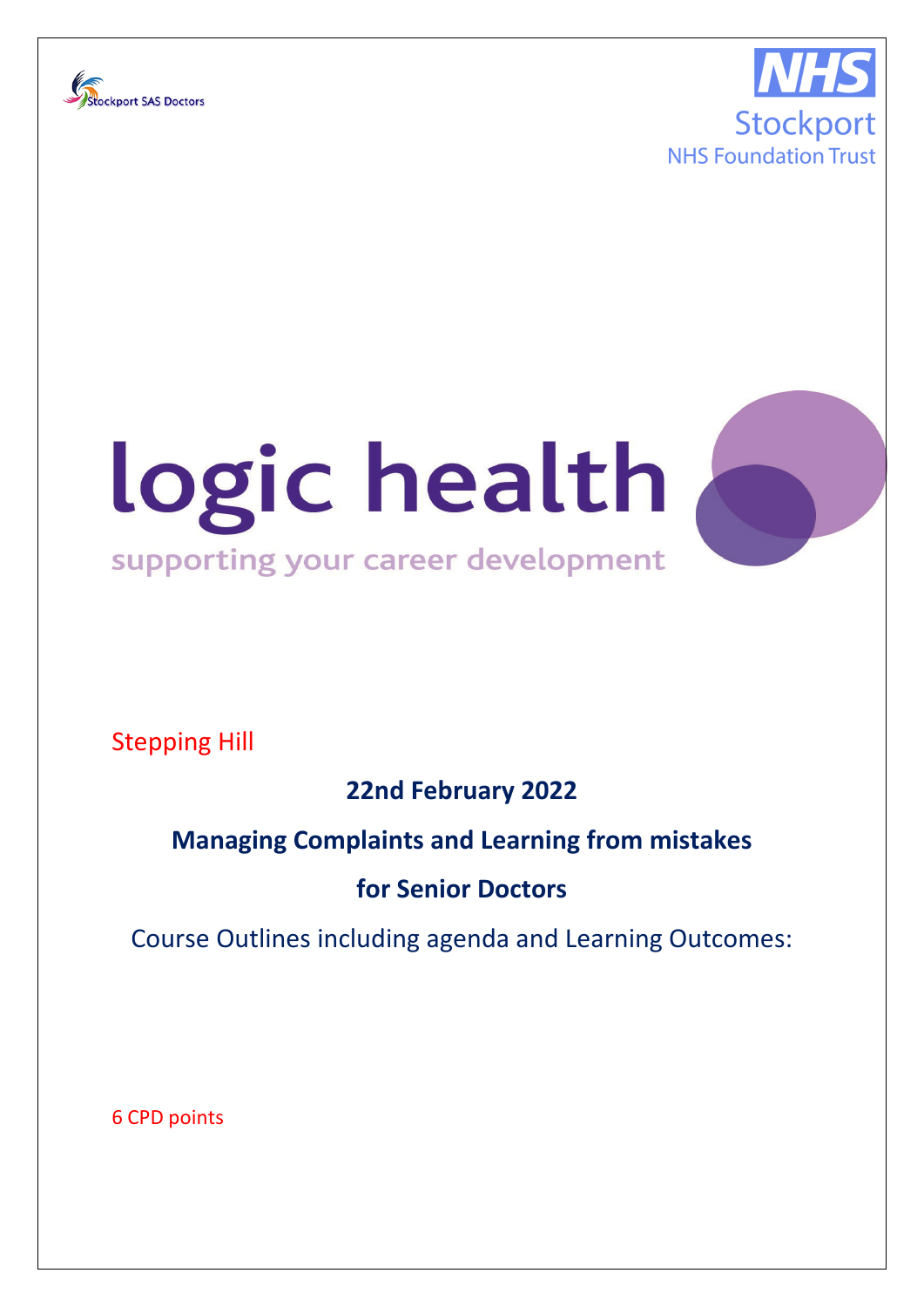Stockport SAS Doctors

NHS
Stockport
NHS Foundation Trust

# logic health

supporting your career development

Stepping Hill

**22nd February 2022**

**Managing Complaints and Learning from mistakes**

**for Senior Doctors**

Course Outlines including agenda and Learning Outcomes:

6 CPD points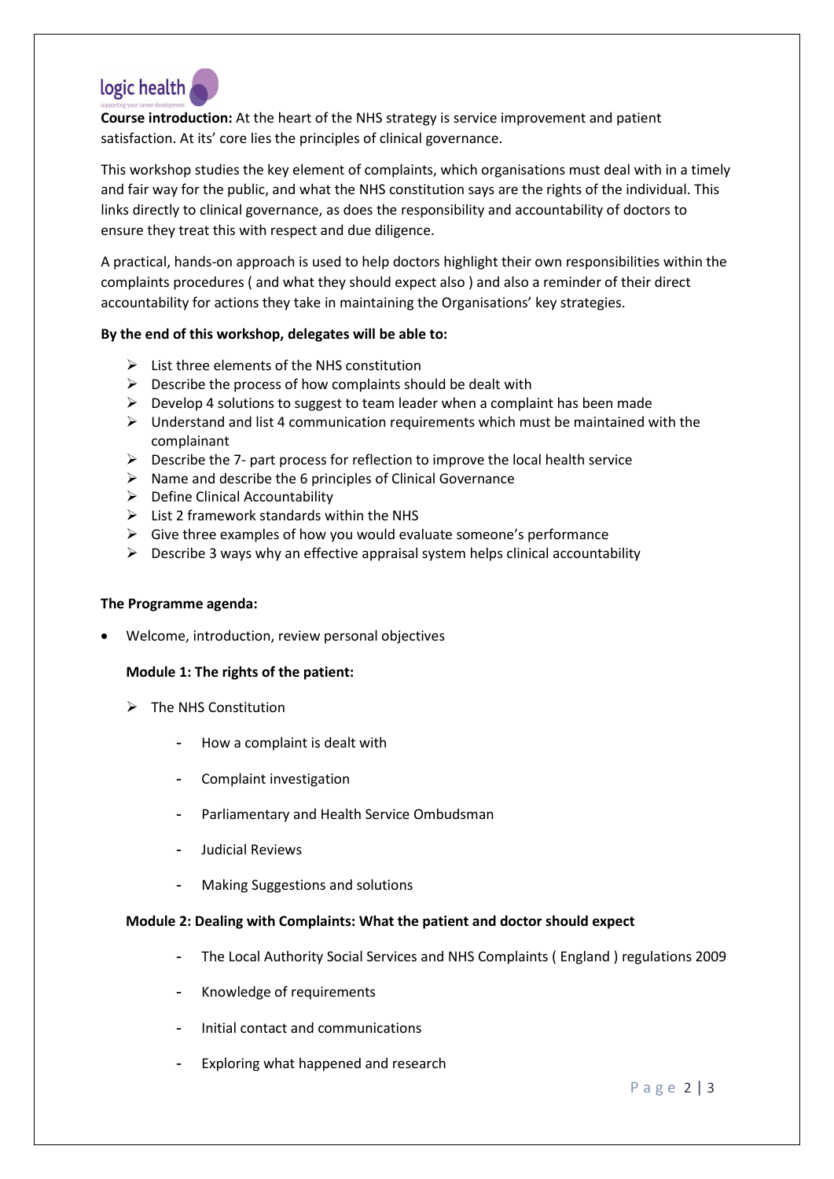**Course introduction:** At the heart of the NHS strategy is service improvement and patient satisfaction. At its' core lies the principles of clinical governance.

This workshop studies the key element of complaints, which organisations must deal with in a timely and fair way for the public, and what the NHS constitution says are the rights of the individual. This links directly to clinical governance, as does the responsibility and accountability of doctors to ensure they treat this with respect and due diligence.

A practical, hands-on approach is used to help doctors highlight their own responsibilities within the complaints procedures ( and what they should expect also ) and also a reminder of their direct accountability for actions they take in maintaining the Organisations' key strategies.

**By the end of this workshop, delegates will be able to:**

- List three elements of the NHS constitution
- Describe the process of how complaints should be dealt with
- Develop 4 solutions to suggest to team leader when a complaint has been made
- Understand and list 4 communication requirements which must be maintained with the complainant
- Describe the 7- part process for reflection to improve the local health service
- Name and describe the 6 principles of Clinical Governance
- Define Clinical Accountability
- List 2 framework standards within the NHS
- Give three examples of how you would evaluate someone's performance
- Describe 3 ways why an effective appraisal system helps clinical accountability

**The Programme agenda:**

- Welcome, introduction, review personal objectives

**Module 1: The rights of the patient:**

- The NHS Constitution
  - How a complaint is dealt with
  - Complaint investigation
  - Parliamentary and Health Service Ombudsman
  - Judicial Reviews
  - Making Suggestions and solutions

**Module 2: Dealing with Complaints: What the patient and doctor should expect**

- The Local Authority Social Services and NHS Complaints ( England ) regulations 2009
- Knowledge of requirements
- Initial contact and communications
- Exploring what happened and research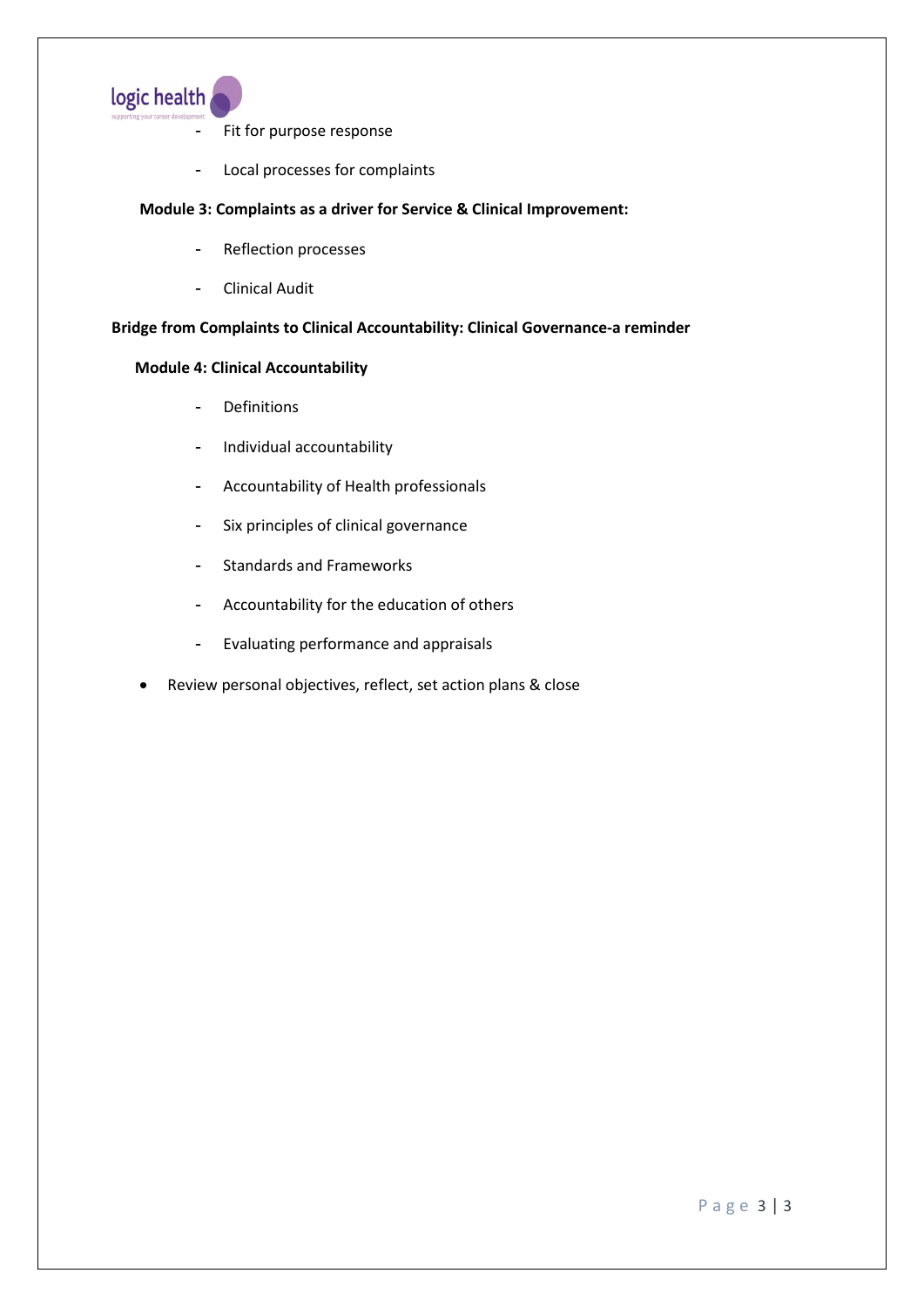- Fit for purpose response
- Local processes for complaints

**Module 3: Complaints as a driver for Service & Clinical Improvement:**

- Reflection processes
- Clinical Audit

**Bridge from Complaints to Clinical Accountability: Clinical Governance-a reminder**

**Module 4: Clinical Accountability**

- Definitions
- Individual accountability
- Accountability of Health professionals
- Six principles of clinical governance
- Standards and Frameworks
- Accountability for the education of others
- Evaluating performance and appraisals

- Review personal objectives, reflect, set action plans & close